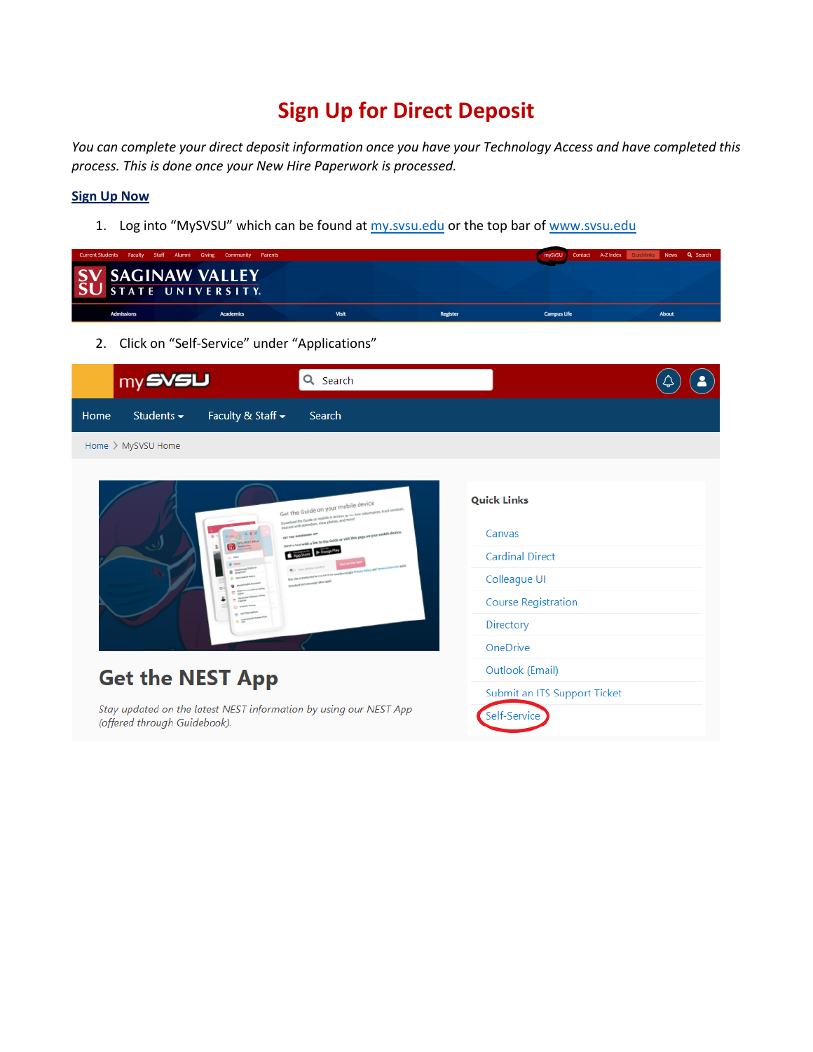# Sign Up for Direct Deposit

*You can complete your direct deposit information once you have your Technology Access and have completed this process. This is done once your New Hire Paperwork is processed.*

**Sign Up Now**

1. Log into "MySVSU" which can be found at my.svsu.edu or the top bar of www.svsu.edu

2. Click on "Self-Service" under "Applications"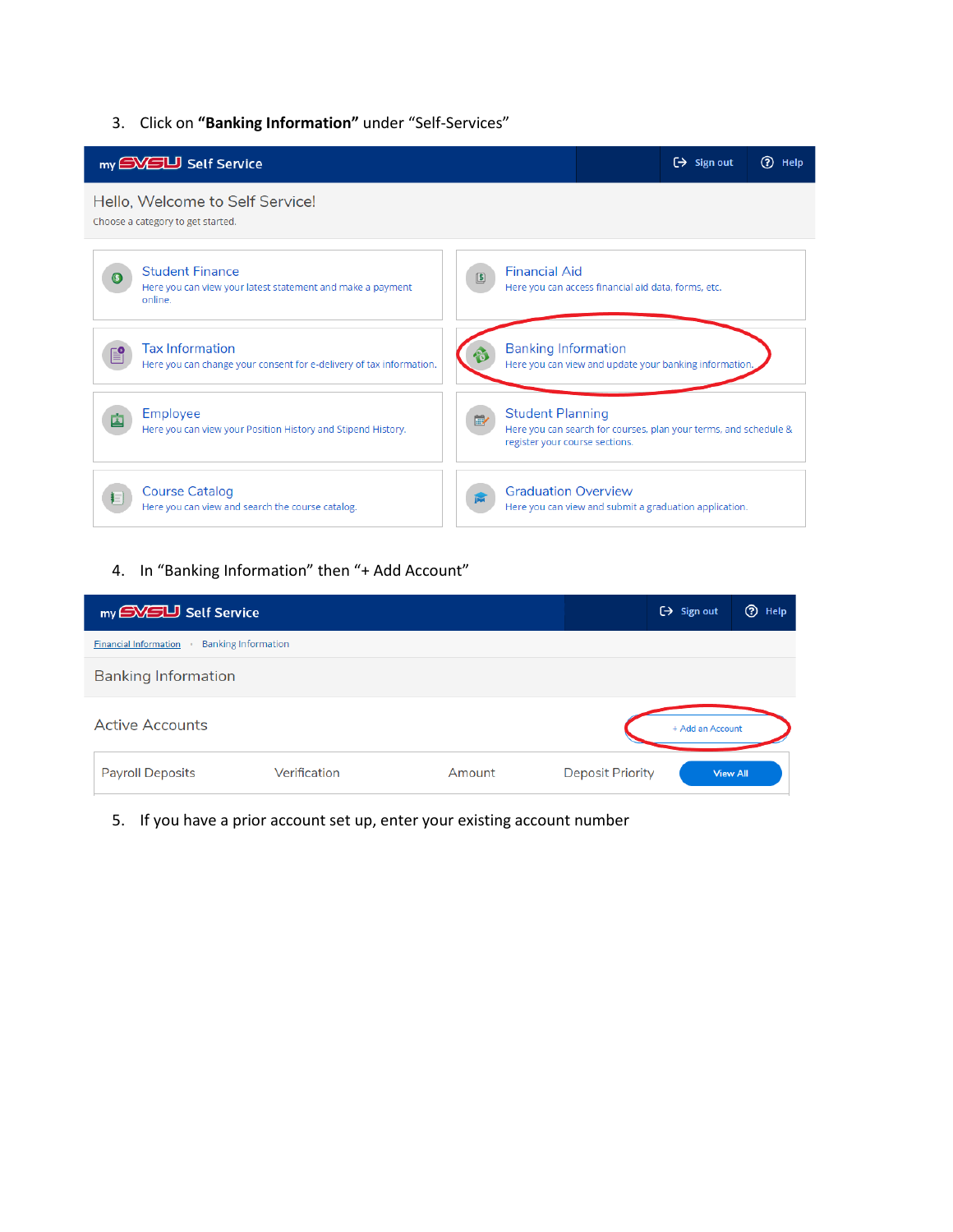3. Click on **"Banking Information"** under "Self-Services"

my SVSU Self Service | Sign out | Help

Hello, Welcome to Self Service!

Choose a category to get started.

**Student Finance**
Here you can view your latest statement and make a payment online.

**Financial Aid**
Here you can access financial aid data, forms, etc.

**Tax Information**
Here you can change your consent for e-delivery of tax information.

**Banking Information**
Here you can view and update your banking information.

**Employee**
Here you can view your Position History and Stipend History.

**Student Planning**
Here you can search for courses, plan your terms, and schedule & register your course sections.

**Course Catalog**
Here you can view and search the course catalog.

**Graduation Overview**
Here you can view and submit a graduation application.

4. In "Banking Information" then "+ Add Account"

my SVSU Self Service | Sign out | Help

Financial Information › Banking Information

Banking Information

Active Accounts — + Add an Account

| Payroll Deposits | Verification | Amount | Deposit Priority | View All |
|---|---|---|---|---|

5. If you have a prior account set up, enter your existing account number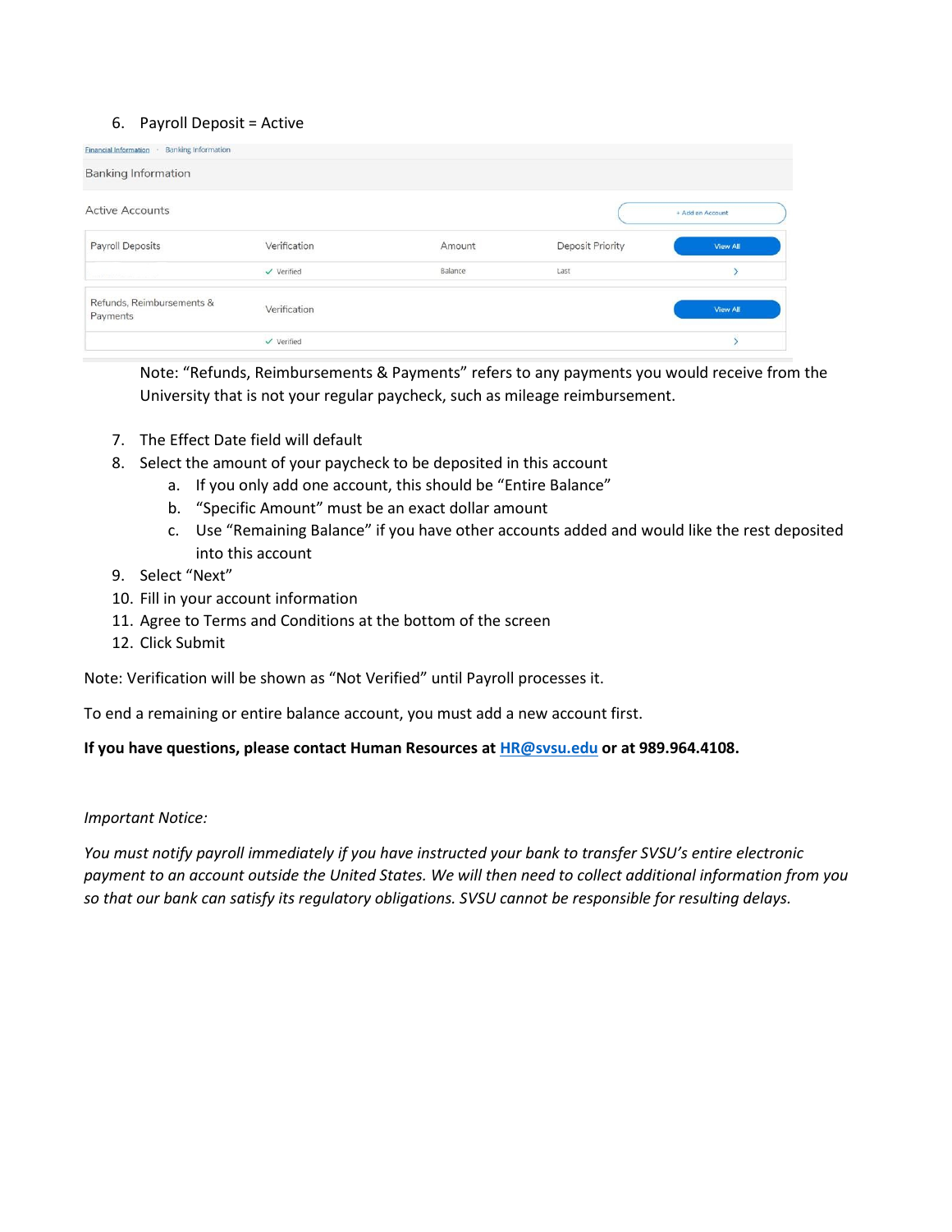6. Payroll Deposit = Active

Financial Information · Banking Information

Banking Information

Active Accounts

+ Add an Account

| Payroll Deposits | Verification | Amount | Deposit Priority | View All |
|---|---|---|---|---|
| | ✓ Verified | Balance | Last | › |

| Refunds, Reimbursements & Payments | Verification | View All |
|---|---|---|
| | ✓ Verified | › |

Note: "Refunds, Reimbursements & Payments" refers to any payments you would receive from the University that is not your regular paycheck, such as mileage reimbursement.

7. The Effect Date field will default
8. Select the amount of your paycheck to be deposited in this account
   a. If you only add one account, this should be "Entire Balance"
   b. "Specific Amount" must be an exact dollar amount
   c. Use "Remaining Balance" if you have other accounts added and would like the rest deposited into this account
9. Select "Next"
10. Fill in your account information
11. Agree to Terms and Conditions at the bottom of the screen
12. Click Submit

Note: Verification will be shown as "Not Verified" until Payroll processes it.

To end a remaining or entire balance account, you must add a new account first.

**If you have questions, please contact Human Resources at HR@svsu.edu or at 989.964.4108.**

*Important Notice:*

*You must notify payroll immediately if you have instructed your bank to transfer SVSU's entire electronic payment to an account outside the United States. We will then need to collect additional information from you so that our bank can satisfy its regulatory obligations. SVSU cannot be responsible for resulting delays.*